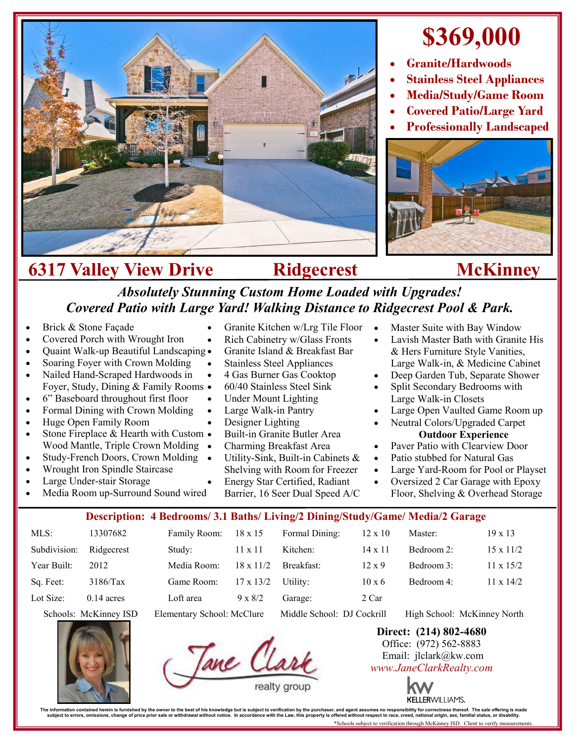# $369,000

- **Granite/Hardwoods**
- **Stainless Steel Appliances**
- **Media/Study/Game Room**
- **Covered Patio/Large Yard**
- **Professionally Landscaped**

## 6317 Valley View Drive    Ridgecrest    McKinney

***Absolutely Stunning Custom Home Loaded with Upgrades!***
***Covered Patio with Large Yard! Walking Distance to Ridgecrest Pool & Park.***

- Brick & Stone Façade
- Covered Porch with Wrought Iron
- Quaint Walk-up Beautiful Landscaping
- Soaring Foyer with Crown Molding
- Nailed Hand-Scraped Hardwoods in Foyer, Study, Dining & Family Rooms
- 6" Baseboard throughout first floor
- Formal Dining with Crown Molding
- Huge Open Family Room
- Stone Fireplace & Hearth with Custom Wood Mantle, Triple Crown Molding
- Study-French Doors, Crown Molding
- Wrought Iron Spindle Staircase
- Large Under-stair Storage
- Media Room up-Surround Sound wired
- Granite Kitchen w/Lrg Tile Floor
- Rich Cabinetry w/Glass Fronts
- Granite Island & Breakfast Bar
- Stainless Steel Appliances
- 4 Gas Burner Gas Cooktop
- 60/40 Stainless Steel Sink
- Under Mount Lighting
- Large Walk-in Pantry
- Designer Lighting
- Built-in Granite Butler Area
- Charming Breakfast Area
- Utility-Sink, Built-in Cabinets & Shelving with Room for Freezer
- Energy Star Certified, Radiant Barrier, 16 Seer Dual Speed A/C
- Master Suite with Bay Window
- Lavish Master Bath with Granite His & Hers Furniture Style Vanities, Large Walk-in, & Medicine Cabinet
- Deep Garden Tub, Separate Shower
- Split Secondary Bedrooms with Large Walk-in Closets
- Large Open Vaulted Game Room up
- Neutral Colors/Upgraded Carpet

**Outdoor Experience**

- Paver Patio with Clearview Door
- Patio stubbed for Natural Gas
- Large Yard-Room for Pool or Playset
- Oversized 2 Car Garage with Epoxy Floor, Shelving & Overhead Storage

**Description: 4 Bedrooms/ 3.1 Baths/ Living/2 Dining/Study/Game/ Media/2 Garage**

| | | | | | | | |
|---|---|---|---|---|---|---|---|
| MLS: | 13307682 | Family Room: | 18 x 15 | Formal Dining: | 12 x 10 | Master: | 19 x 13 |
| Subdivision: | Ridgecrest | Study: | 11 x 11 | Kitchen: | 14 x 11 | Bedroom 2: | 15 x 11/2 |
| Year Built: | 2012 | Media Room: | 18 x 11/2 | Breakfast: | 12 x 9 | Bedroom 3: | 11 x 15/2 |
| Sq. Feet: | 3186/Tax | Game Room: | 17 x 13/2 | Utility: | 10 x 6 | Bedroom 4: | 11 x 14/2 |
| Lot Size: | 0.14 acres | Loft area | 9 x 8/2 | Garage: | 2 Car | | |

Schools: McKinney ISD    Elementary School: McClure    Middle School: DJ Cockrill    High School: McKinney North

Jane Clark realty group

**Direct: (214) 802-4680**
Office: (972) 562-8883
Email: jlclark@kw.com
*www.JaneClarkRealty.com*

KELLERWILLIAMS.

The information contained herein is furnished by the owner to the best of his knowledge but is subject to verification by the purchaser, and agent assumes no responsibility for correctness thereof. The sale offering is made subject to errors, omissions, change of price prior sale or withdrawal without notice. In accordance with the Law, this property is offered without respect to race, creed, national origin, sex, familial status, or disability.

*Schools subject to verification through McKinney ISD. Client to verify measurements.